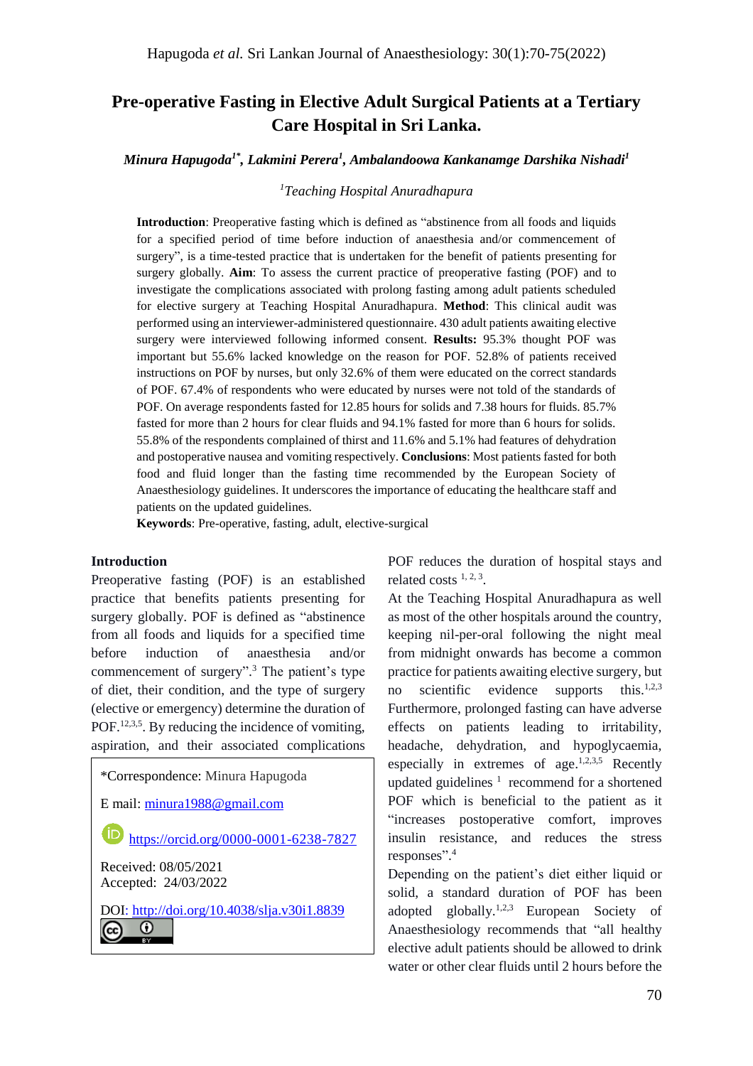# Pre-operative Fasting in Elective Adult Surgical Patients at a Tertiary Care Hospital in Sri Lanka.

***Minura Hapugoda[1*], Lakmini Perera[1], Ambalandoowa Kankanamge Darshika Nishadi[1]***

*[1]Teaching Hospital Anuradhapura*

**Introduction**: Preoperative fasting which is defined as "abstinence from all foods and liquids for a specified period of time before induction of anaesthesia and/or commencement of surgery", is a time-tested practice that is undertaken for the benefit of patients presenting for surgery globally. **Aim**: To assess the current practice of preoperative fasting (POF) and to investigate the complications associated with prolong fasting among adult patients scheduled for elective surgery at Teaching Hospital Anuradhapura. **Method**: This clinical audit was performed using an interviewer-administered questionnaire. 430 adult patients awaiting elective surgery were interviewed following informed consent. **Results:** 95.3% thought POF was important but 55.6% lacked knowledge on the reason for POF. 52.8% of patients received instructions on POF by nurses, but only 32.6% of them were educated on the correct standards of POF. 67.4% of respondents who were educated by nurses were not told of the standards of POF. On average respondents fasted for 12.85 hours for solids and 7.38 hours for fluids. 85.7% fasted for more than 2 hours for clear fluids and 94.1% fasted for more than 6 hours for solids. 55.8% of the respondents complained of thirst and 11.6% and 5.1% had features of dehydration and postoperative nausea and vomiting respectively. **Conclusions**: Most patients fasted for both food and fluid longer than the fasting time recommended by the European Society of Anaesthesiology guidelines. It underscores the importance of educating the healthcare staff and patients on the updated guidelines.

**Keywords**: Pre-operative, fasting, adult, elective-surgical

## Introduction

Preoperative fasting (POF) is an established practice that benefits patients presenting for surgery globally. POF is defined as "abstinence from all foods and liquids for a specified time before induction of anaesthesia and/or commencement of surgery".[3] The patient's type of diet, their condition, and the type of surgery (elective or emergency) determine the duration of POF.[12,3,5]. By reducing the incidence of vomiting, aspiration, and their associated complications POF reduces the duration of hospital stays and related costs [1, 2, 3].

At the Teaching Hospital Anuradhapura as well as most of the other hospitals around the country, keeping nil-per-oral following the night meal from midnight onwards has become a common practice for patients awaiting elective surgery, but no scientific evidence supports this.[1,2,3] Furthermore, prolonged fasting can have adverse effects on patients leading to irritability, headache, dehydration, and hypoglycaemia, especially in extremes of age.[1,2,3,5] Recently updated guidelines [1] recommend for a shortened POF which is beneficial to the patient as it "increases postoperative comfort, improves insulin resistance, and reduces the stress responses".[4]

Depending on the patient's diet either liquid or solid, a standard duration of POF has been adopted globally.[1,2,3] European Society of Anaesthesiology recommends that "all healthy elective adult patients should be allowed to drink water or other clear fluids until 2 hours before the

*Correspondence: Minura Hapugoda

E mail: minura1988@gmail.com

https://orcid.org/0000-0001-6238-7827

Received: 08/05/2021
Accepted: 24/03/2022

DOI: http://doi.org/10.4038/slja.v30i1.8839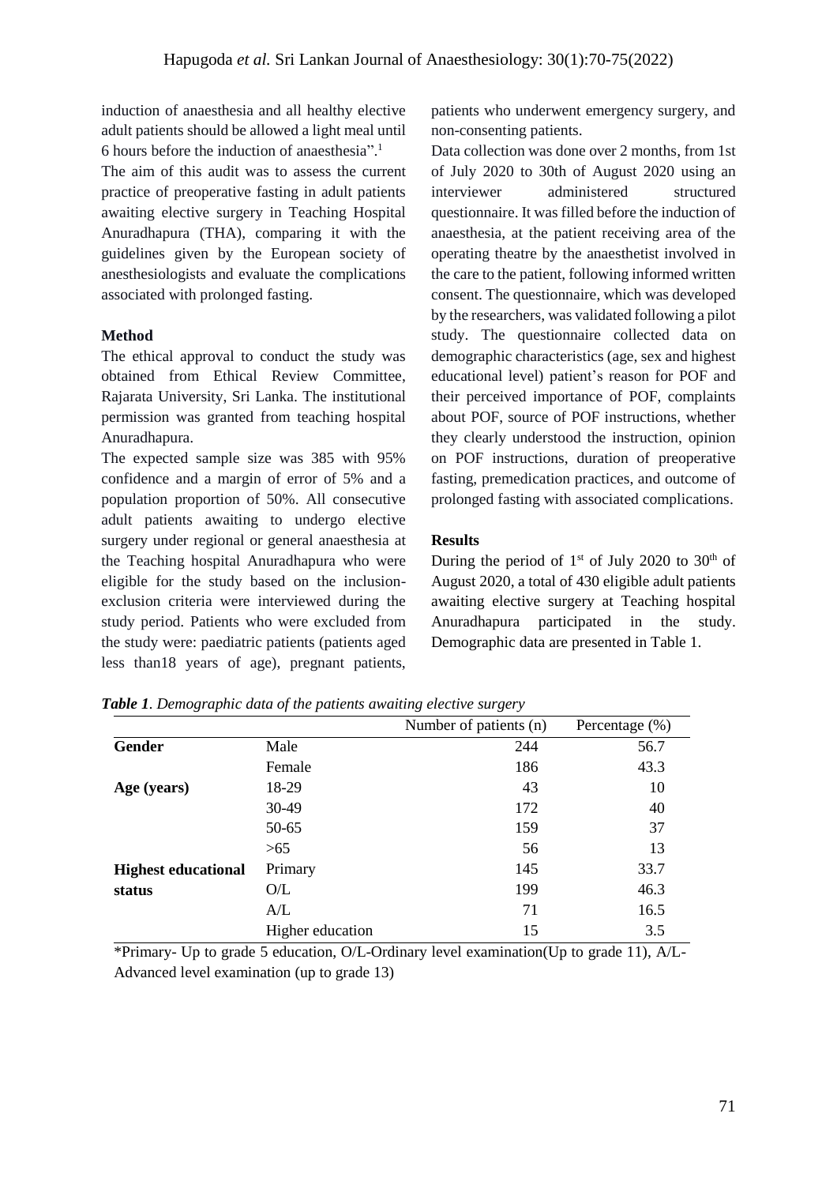induction of anaesthesia and all healthy elective adult patients should be allowed a light meal until 6 hours before the induction of anaesthesia".[1]

The aim of this audit was to assess the current practice of preoperative fasting in adult patients awaiting elective surgery in Teaching Hospital Anuradhapura (THA), comparing it with the guidelines given by the European society of anesthesiologists and evaluate the complications associated with prolonged fasting.

**Method**

The ethical approval to conduct the study was obtained from Ethical Review Committee, Rajarata University, Sri Lanka. The institutional permission was granted from teaching hospital Anuradhapura.

The expected sample size was 385 with 95% confidence and a margin of error of 5% and a population proportion of 50%. All consecutive adult patients awaiting to undergo elective surgery under regional or general anaesthesia at the Teaching hospital Anuradhapura who were eligible for the study based on the inclusion-exclusion criteria were interviewed during the study period. Patients who were excluded from the study were: paediatric patients (patients aged less than18 years of age), pregnant patients, patients who underwent emergency surgery, and non-consenting patients.

Data collection was done over 2 months, from 1st of July 2020 to 30th of August 2020 using an interviewer administered structured questionnaire. It was filled before the induction of anaesthesia, at the patient receiving area of the operating theatre by the anaesthetist involved in the care to the patient, following informed written consent. The questionnaire, which was developed by the researchers, was validated following a pilot study. The questionnaire collected data on demographic characteristics (age, sex and highest educational level) patient's reason for POF and their perceived importance of POF, complaints about POF, source of POF instructions, whether they clearly understood the instruction, opinion on POF instructions, duration of preoperative fasting, premedication practices, and outcome of prolonged fasting with associated complications.

**Results**

During the period of 1st of July 2020 to 30th of August 2020, a total of 430 eligible adult patients awaiting elective surgery at Teaching hospital Anuradhapura participated in the study. Demographic data are presented in Table 1.

***Table 1**. Demographic data of the patients awaiting elective surgery*

| | | Number of patients (n) | Percentage (%) |
|---|---|---|---|
| **Gender** | Male | 244 | 56.7 |
| | Female | 186 | 43.3 |
| **Age (years)** | 18-29 | 43 | 10 |
| | 30-49 | 172 | 40 |
| | 50-65 | 159 | 37 |
| | >65 | 56 | 13 |
| **Highest educational status** | Primary | 145 | 33.7 |
| | O/L | 199 | 46.3 |
| | A/L | 71 | 16.5 |
| | Higher education | 15 | 3.5 |

*Primary- Up to grade 5 education, O/L-Ordinary level examination(Up to grade 11), A/L-Advanced level examination (up to grade 13)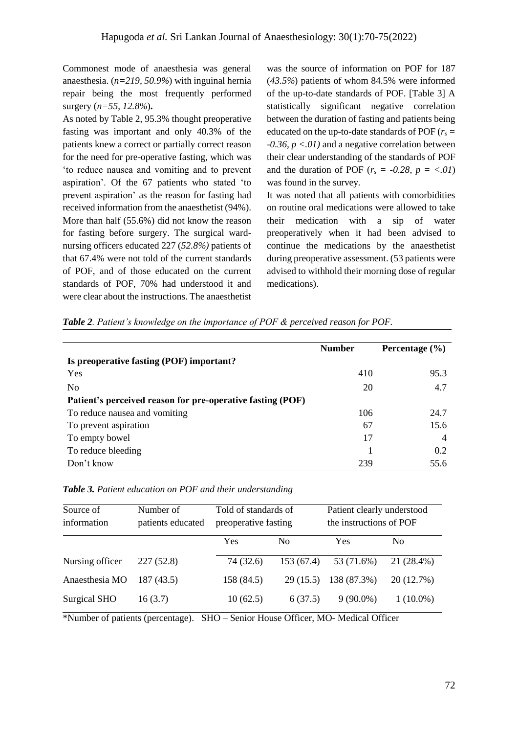Commonest mode of anaesthesia was general anaesthesia. (*n=219, 50.9%*) with inguinal hernia repair being the most frequently performed surgery (*n=55, 12.8%*)**.**

As noted by Table 2, 95.3% thought preoperative fasting was important and only 40.3% of the patients knew a correct or partially correct reason for the need for pre-operative fasting, which was 'to reduce nausea and vomiting and to prevent aspiration'. Of the 67 patients who stated 'to prevent aspiration' as the reason for fasting had received information from the anaesthetist (94%). More than half (55.6%) did not know the reason for fasting before surgery. The surgical ward-nursing officers educated 227 (*52.8%)* patients of that 67.4% were not told of the current standards of POF, and of those educated on the current standards of POF, 70% had understood it and were clear about the instructions. The anaesthetist was the source of information on POF for 187 (*43.5%*) patients of whom 84.5% were informed of the up-to-date standards of POF. [Table 3] A statistically significant negative correlation between the duration of fasting and patients being educated on the up-to-date standards of POF ($r_s = -0.36, p < .01$) and a negative correlation between their clear understanding of the standards of POF and the duration of POF ($r_s = -0.28, p = < .01$) was found in the survey.

It was noted that all patients with comorbidities on routine oral medications were allowed to take their medication with a sip of water preoperatively when it had been advised to continue the medications by the anaesthetist during preoperative assessment. (53 patients were advised to withhold their morning dose of regular medications).

***Table 2**. Patient's knowledge on the importance of POF & perceived reason for POF.*

| | Number | Percentage (%) |
|---|---|---|
| **Is preoperative fasting (POF) important?** | | |
| Yes | 410 | 95.3 |
| No | 20 | 4.7 |
| **Patient's perceived reason for pre-operative fasting (POF)** | | |
| To reduce nausea and vomiting | 106 | 24.7 |
| To prevent aspiration | 67 | 15.6 |
| To empty bowel | 17 | 4 |
| To reduce bleeding | 1 | 0.2 |
| Don't know | 239 | 55.6 |

***Table 3.** Patient education on POF and their understanding*

| Source of information | Number of patients educated | Told of standards of preoperative fasting | | Patient clearly understood the instructions of POF | |
|---|---|---|---|---|---|
| | | Yes | No | Yes | No |
| Nursing officer | 227 (52.8) | 74 (32.6) | 153 (67.4) | 53 (71.6%) | 21 (28.4%) |
| Anaesthesia MO | 187 (43.5) | 158 (84.5) | 29 (15.5) | 138 (87.3%) | 20 (12.7%) |
| Surgical SHO | 16 (3.7) | 10 (62.5) | 6 (37.5) | 9 (90.0%) | 1 (10.0%) |

*Number of patients (percentage). SHO – Senior House Officer, MO- Medical Officer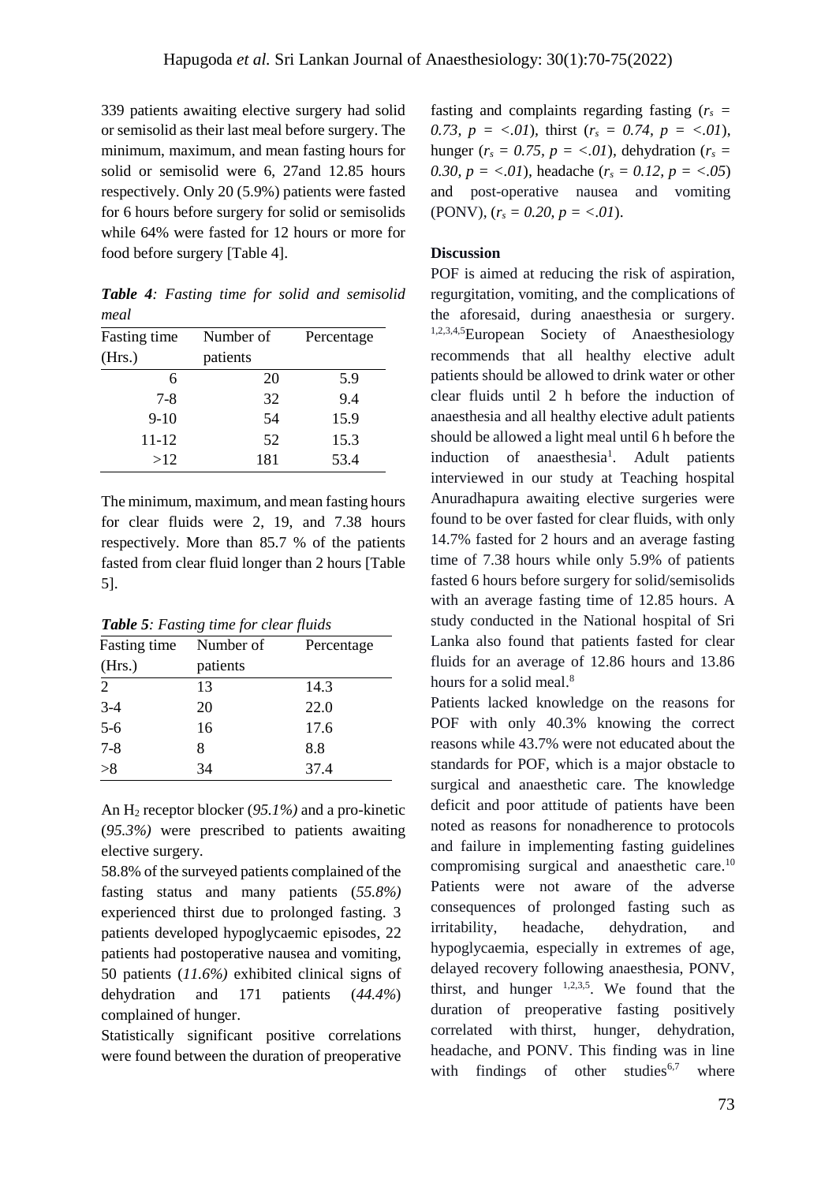339 patients awaiting elective surgery had solid or semisolid as their last meal before surgery. The minimum, maximum, and mean fasting hours for solid or semisolid were 6, 27and 12.85 hours respectively. Only 20 (5.9%) patients were fasted for 6 hours before surgery for solid or semisolids while 64% were fasted for 12 hours or more for food before surgery [Table 4].

***Table 4**: Fasting time for solid and semisolid meal*

| Fasting time (Hrs.) | Number of patients | Percentage |
|---|---|---|
| 6 | 20 | 5.9 |
| 7-8 | 32 | 9.4 |
| 9-10 | 54 | 15.9 |
| 11-12 | 52 | 15.3 |
| >12 | 181 | 53.4 |

The minimum, maximum, and mean fasting hours for clear fluids were 2, 19, and 7.38 hours respectively. More than 85.7 % of the patients fasted from clear fluid longer than 2 hours [Table 5].

***Table 5**: Fasting time for clear fluids*

| Fasting time (Hrs.) | Number of patients | Percentage |
|---|---|---|
| 2 | 13 | 14.3 |
| 3-4 | 20 | 22.0 |
| 5-6 | 16 | 17.6 |
| 7-8 | 8 | 8.8 |
| >8 | 34 | 37.4 |

An $H_2$ receptor blocker (*95.1%)* and a pro-kinetic (*95.3%)* were prescribed to patients awaiting elective surgery.

58.8% of the surveyed patients complained of the fasting status and many patients (*55.8%)* experienced thirst due to prolonged fasting. 3 patients developed hypoglycaemic episodes, 22 patients had postoperative nausea and vomiting, 50 patients (*11.6%)* exhibited clinical signs of dehydration and 171 patients (*44.4%*) complained of hunger.

Statistically significant positive correlations were found between the duration of preoperative fasting and complaints regarding fasting ($r_s = 0.73, p = <.01$), thirst ($r_s = 0.74, p = <.01$), hunger ($r_s = 0.75, p = <.01$), dehydration ($r_s = 0.30, p = <.01$), headache ($r_s = 0.12, p = <.05$) and post-operative nausea and vomiting (PONV), ($r_s = 0.20, p = <.01$).

**Discussion**

POF is aimed at reducing the risk of aspiration, regurgitation, vomiting, and the complications of the aforesaid, during anaesthesia or surgery.[1,2,3,4,5] European Society of Anaesthesiology recommends that all healthy elective adult patients should be allowed to drink water or other clear fluids until 2 h before the induction of anaesthesia and all healthy elective adult patients should be allowed a light meal until 6 h before the induction of anaesthesia[1]. Adult patients interviewed in our study at Teaching hospital Anuradhapura awaiting elective surgeries were found to be over fasted for clear fluids, with only 14.7% fasted for 2 hours and an average fasting time of 7.38 hours while only 5.9% of patients fasted 6 hours before surgery for solid/semisolids with an average fasting time of 12.85 hours. A study conducted in the National hospital of Sri Lanka also found that patients fasted for clear fluids for an average of 12.86 hours and 13.86 hours for a solid meal.[8]

Patients lacked knowledge on the reasons for POF with only 40.3% knowing the correct reasons while 43.7% were not educated about the standards for POF, which is a major obstacle to surgical and anaesthetic care. The knowledge deficit and poor attitude of patients have been noted as reasons for nonadherence to protocols and failure in implementing fasting guidelines compromising surgical and anaesthetic care.[10] Patients were not aware of the adverse consequences of prolonged fasting such as irritability, headache, dehydration, and hypoglycaemia, especially in extremes of age, delayed recovery following anaesthesia, PONV, thirst, and hunger [1,2,3,5]. We found that the duration of preoperative fasting positively correlated with thirst, hunger, dehydration, headache, and PONV. This finding was in line with findings of other studies[6,7] where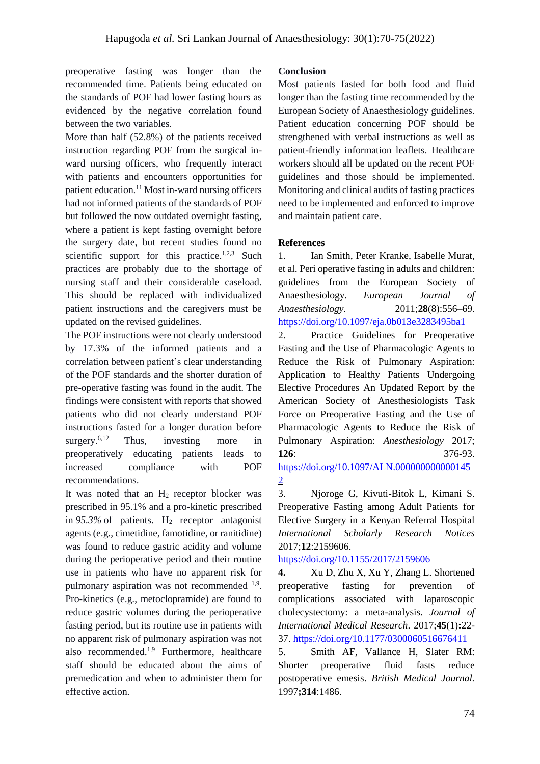preoperative fasting was longer than the recommended time. Patients being educated on the standards of POF had lower fasting hours as evidenced by the negative correlation found between the two variables.

More than half (52.8%) of the patients received instruction regarding POF from the surgical in-ward nursing officers, who frequently interact with patients and encounters opportunities for patient education.[11] Most in-ward nursing officers had not informed patients of the standards of POF but followed the now outdated overnight fasting, where a patient is kept fasting overnight before the surgery date, but recent studies found no scientific support for this practice.[1,2,3] Such practices are probably due to the shortage of nursing staff and their considerable caseload. This should be replaced with individualized patient instructions and the caregivers must be updated on the revised guidelines.

The POF instructions were not clearly understood by 17.3% of the informed patients and a correlation between patient's clear understanding of the POF standards and the shorter duration of the pre-operative fasting was found in the audit. The findings were consistent with reports that showed patients who did not clearly understand POF instructions fasted for a longer duration before surgery.[6,12] Thus, investing more in preoperatively educating patients leads to increased compliance with POF recommendations.

It was noted that an $H_2$ receptor blocker was prescribed in 95.1% and a pro-kinetic prescribed in *95.3%* of patients. $H_2$ receptor antagonist agents (e.g., cimetidine, famotidine, or ranitidine) was found to reduce gastric acidity and volume during the perioperative period and their routine use in patients who have no apparent risk for pulmonary aspiration was not recommended [1,9]. Pro-kinetics (e.g., metoclopramide) are found to reduce gastric volumes during the perioperative fasting period, but its routine use in patients with no apparent risk of pulmonary aspiration was not also recommended.[1,9] Furthermore, healthcare staff should be educated about the aims of premedication and when to administer them for effective action.

## Conclusion

Most patients fasted for both food and fluid longer than the fasting time recommended by the European Society of Anaesthesiology guidelines. Patient education concerning POF should be strengthened with verbal instructions as well as patient-friendly information leaflets. Healthcare workers should all be updated on the recent POF guidelines and those should be implemented. Monitoring and clinical audits of fasting practices need to be implemented and enforced to improve and maintain patient care.

## References

1. Ian Smith, Peter Kranke, Isabelle Murat, et al. Peri operative fasting in adults and children: guidelines from the European Society of Anaesthesiology. *European Journal of Anaesthesiology*. 2011;**28**(8):556–69. https://doi.org/10.1097/eja.0b013e3283495ba1
2. Practice Guidelines for Preoperative Fasting and the Use of Pharmacologic Agents to Reduce the Risk of Pulmonary Aspiration: Application to Healthy Patients Undergoing Elective Procedures An Updated Report by the American Society of Anesthesiologists Task Force on Preoperative Fasting and the Use of Pharmacologic Agents to Reduce the Risk of Pulmonary Aspiration: *Anesthesiology* 2017; **126**: 376-93. https://doi.org/10.1097/ALN.0000000000001452
3. Njoroge G, Kivuti-Bitok L, Kimani S. Preoperative Fasting among Adult Patients for Elective Surgery in a Kenyan Referral Hospital *International Scholarly Research Notices* 2017;**12**:2159606. https://doi.org/10.1155/2017/2159606
4. Xu D, Zhu X, Xu Y, Zhang L. Shortened preoperative fasting for prevention of complications associated with laparoscopic cholecystectomy: a meta-analysis. *Journal of International Medical Research*. 2017;**45**(1)**:**22-37. https://doi.org/10.1177/0300060516676411
5. Smith AF, Vallance H, Slater RM: Shorter preoperative fluid fasts reduce postoperative emesis. *British Medical Journal.* 1997**;314**:1486.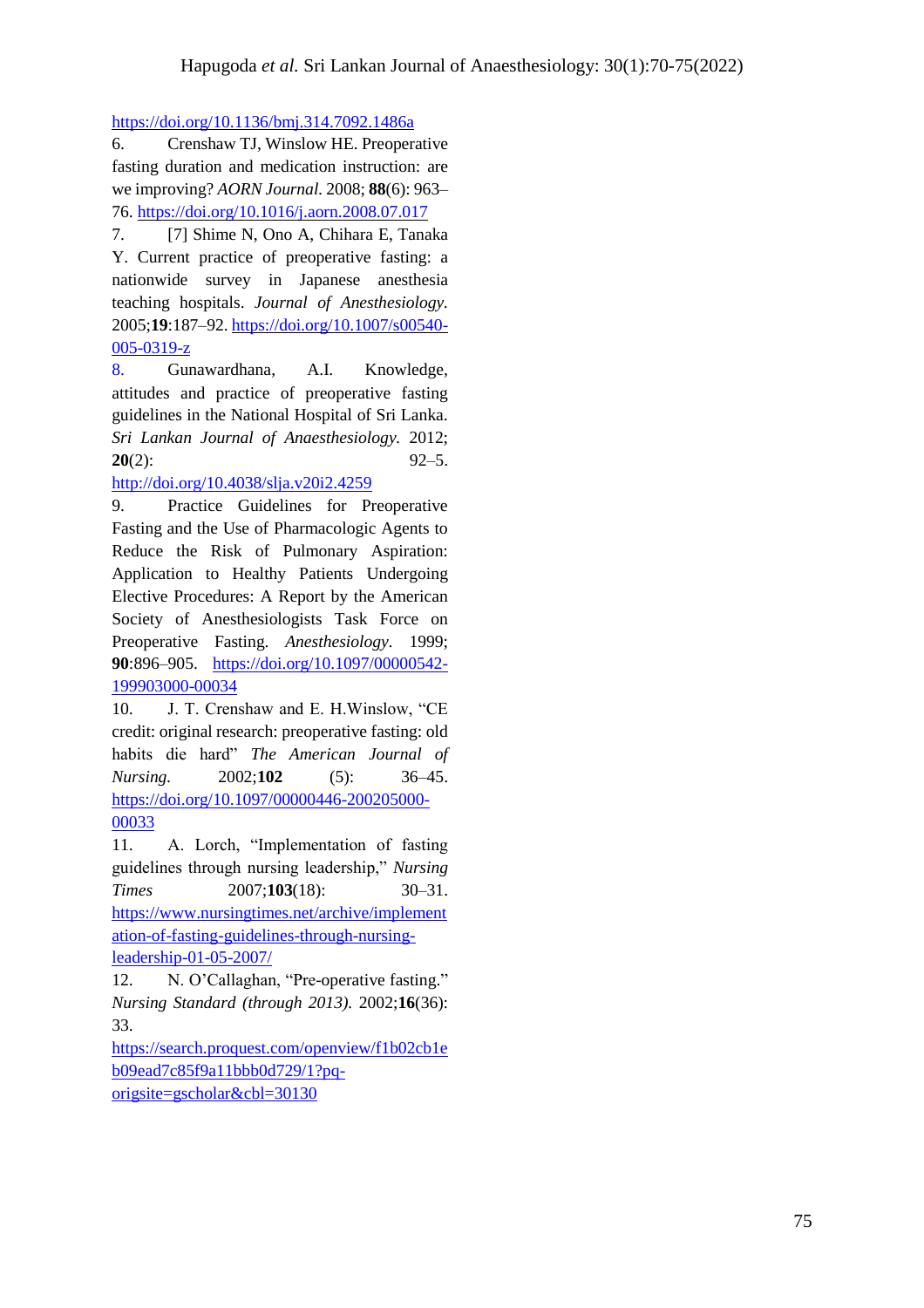https://doi.org/10.1136/bmj.314.7092.1486a

6. Crenshaw TJ, Winslow HE. Preoperative fasting duration and medication instruction: are we improving? *AORN Journal.* 2008; **88**(6): 963–76. https://doi.org/10.1016/j.aorn.2008.07.017

7. [7] Shime N, Ono A, Chihara E, Tanaka Y. Current practice of preoperative fasting: a nationwide survey in Japanese anesthesia teaching hospitals. *Journal of Anesthesiology.* 2005;**19**:187–92. https://doi.org/10.1007/s00540-005-0319-z

8. Gunawardhana, A.I. Knowledge, attitudes and practice of preoperative fasting guidelines in the National Hospital of Sri Lanka. *Sri Lankan Journal of Anaesthesiology.* 2012; **20**(2): 92–5. http://doi.org/10.4038/slja.v20i2.4259

9. Practice Guidelines for Preoperative Fasting and the Use of Pharmacologic Agents to Reduce the Risk of Pulmonary Aspiration: Application to Healthy Patients Undergoing Elective Procedures: A Report by the American Society of Anesthesiologists Task Force on Preoperative Fasting. *Anesthesiology.* 1999; **90**:896–905. https://doi.org/10.1097/00000542-199903000-00034

10. J. T. Crenshaw and E. H.Winslow, "CE credit: original research: preoperative fasting: old habits die hard" *The American Journal of Nursing.* 2002;**102** (5): 36–45. https://doi.org/10.1097/00000446-200205000-00033

11. A. Lorch, "Implementation of fasting guidelines through nursing leadership," *Nursing Times* 2007;**103**(18): 30–31. https://www.nursingtimes.net/archive/implementation-of-fasting-guidelines-through-nursing-leadership-01-05-2007/

12. N. O'Callaghan, "Pre-operative fasting." *Nursing Standard (through 2013).* 2002;**16**(36): 33. https://search.proquest.com/openview/f1b02cb1eb09ead7c85f9a11bbb0d729/1?pq-origsite=gscholar&cbl=30130